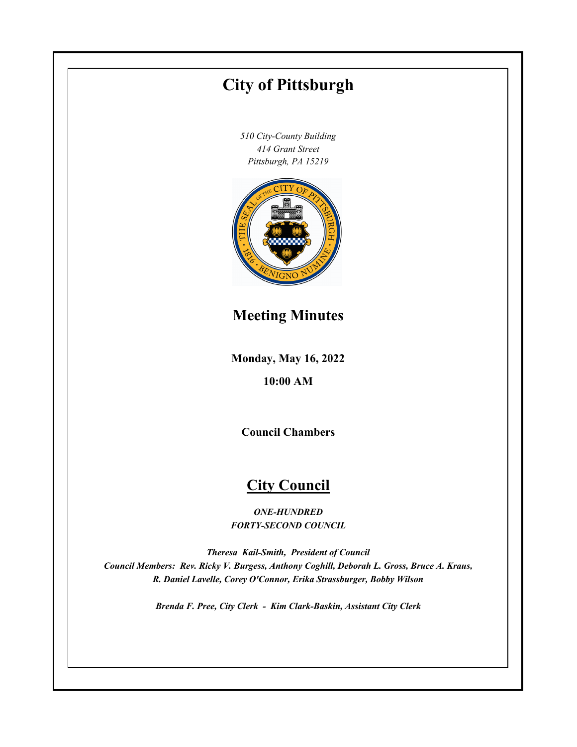# City of Pittsburgh

*510 City-County Building*
*414 Grant Street*
*Pittsburgh, PA 15219*

## Meeting Minutes

**Monday, May 16, 2022**

**10:00 AM**

**Council Chambers**

## City Council

***ONE-HUNDRED FORTY-SECOND COUNCIL***

***Theresa Kail-Smith, President of Council***
***Council Members: Rev. Ricky V. Burgess, Anthony Coghill, Deborah L. Gross, Bruce A. Kraus, R. Daniel Lavelle, Corey O'Connor, Erika Strassburger, Bobby Wilson***

***Brenda F. Pree, City Clerk - Kim Clark-Baskin, Assistant City Clerk***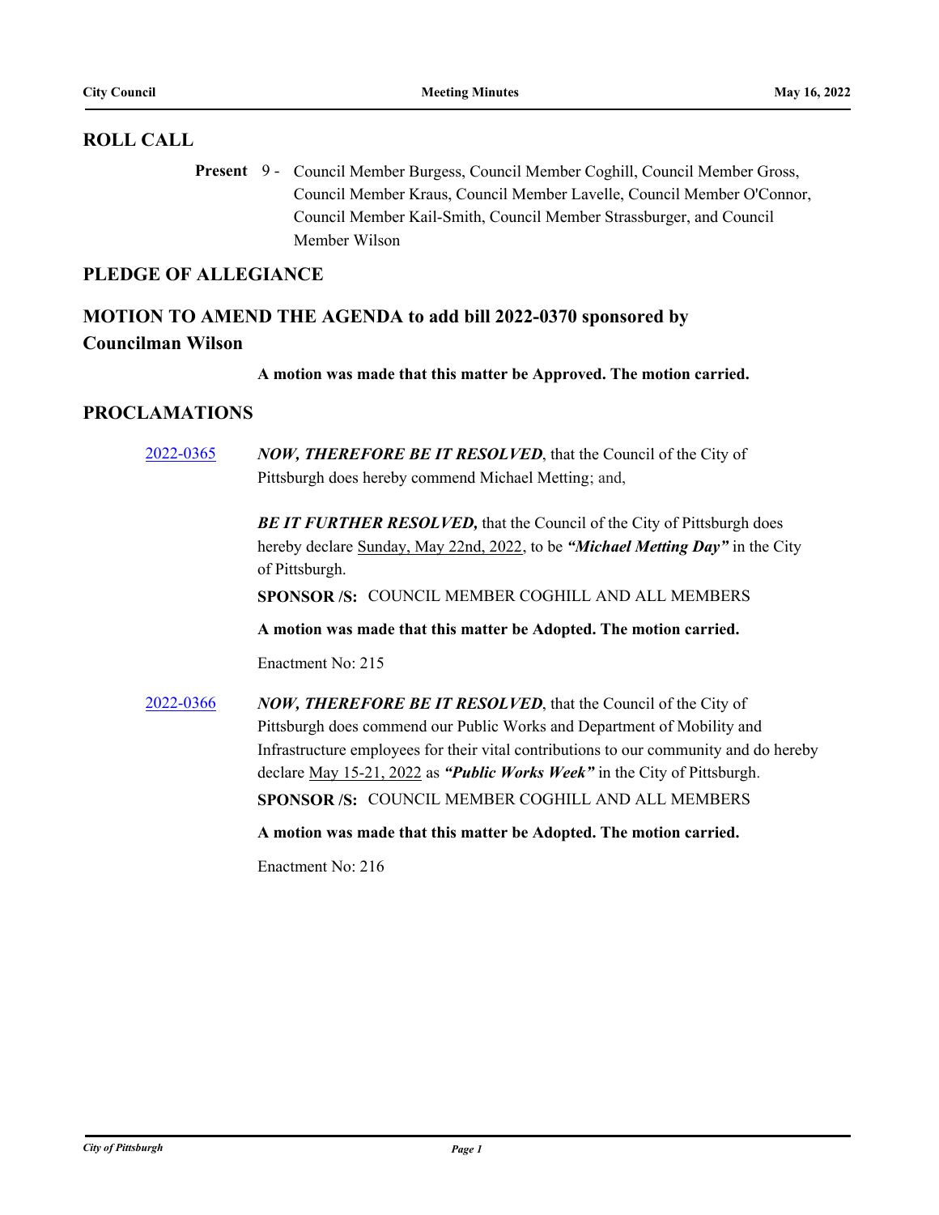## ROLL CALL

**Present** 9 - Council Member Burgess, Council Member Coghill, Council Member Gross, Council Member Kraus, Council Member Lavelle, Council Member O'Connor, Council Member Kail-Smith, Council Member Strassburger, and Council Member Wilson

## PLEDGE OF ALLEGIANCE

## MOTION TO AMEND THE AGENDA to add bill 2022-0370 sponsored by Councilman Wilson

**A motion was made that this matter be Approved. The motion carried.**

## PROCLAMATIONS

2022-0365 ***NOW, THEREFORE BE IT RESOLVED***, that the Council of the City of Pittsburgh does hereby commend Michael Metting; and,

***BE IT FURTHER RESOLVED,*** that the Council of the City of Pittsburgh does hereby declare Sunday, May 22nd, 2022, to be ***"Michael Metting Day"*** in the City of Pittsburgh.

**SPONSOR /S:** COUNCIL MEMBER COGHILL AND ALL MEMBERS

**A motion was made that this matter be Adopted. The motion carried.**

Enactment No: 215

2022-0366 ***NOW, THEREFORE BE IT RESOLVED***, that the Council of the City of Pittsburgh does commend our Public Works and Department of Mobility and Infrastructure employees for their vital contributions to our community and do hereby declare May 15-21, 2022 as ***"Public Works Week"*** in the City of Pittsburgh.

**SPONSOR /S:** COUNCIL MEMBER COGHILL AND ALL MEMBERS

**A motion was made that this matter be Adopted. The motion carried.**

Enactment No: 216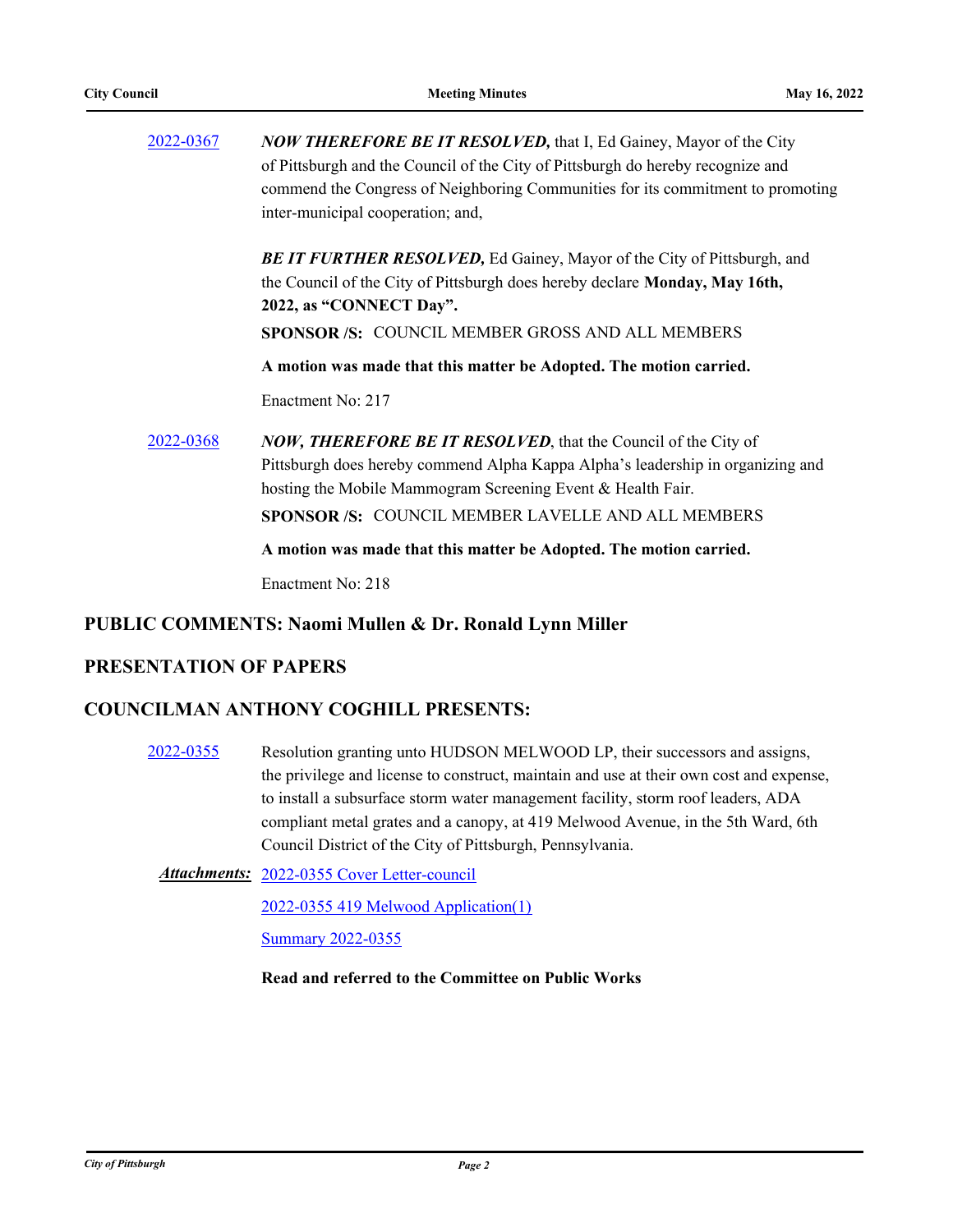[2022-0367] ***NOW THEREFORE BE IT RESOLVED,*** that I, Ed Gainey, Mayor of the City of Pittsburgh and the Council of the City of Pittsburgh do hereby recognize and commend the Congress of Neighboring Communities for its commitment to promoting inter-municipal cooperation; and,

***BE IT FURTHER RESOLVED,*** Ed Gainey, Mayor of the City of Pittsburgh, and the Council of the City of Pittsburgh does hereby declare **Monday, May 16th, 2022, as "CONNECT Day".**

**SPONSOR /S:** COUNCIL MEMBER GROSS AND ALL MEMBERS

**A motion was made that this matter be Adopted. The motion carried.**

Enactment No: 217

[2022-0368] ***NOW, THEREFORE BE IT RESOLVED***, that the Council of the City of Pittsburgh does hereby commend Alpha Kappa Alpha's leadership in organizing and hosting the Mobile Mammogram Screening Event & Health Fair.

**SPONSOR /S:** COUNCIL MEMBER LAVELLE AND ALL MEMBERS

**A motion was made that this matter be Adopted. The motion carried.**

Enactment No: 218

## PUBLIC COMMENTS: Naomi Mullen & Dr. Ronald Lynn Miller

## PRESENTATION OF PAPERS

## COUNCILMAN ANTHONY COGHILL PRESENTS:

[2022-0355] Resolution granting unto HUDSON MELWOOD LP, their successors and assigns, the privilege and license to construct, maintain and use at their own cost and expense, to install a subsurface storm water management facility, storm roof leaders, ADA compliant metal grates and a canopy, at 419 Melwood Avenue, in the 5th Ward, 6th Council District of the City of Pittsburgh, Pennsylvania.

***Attachments:*** 2022-0355 Cover Letter-council

2022-0355 419 Melwood Application(1)

Summary 2022-0355

**Read and referred to the Committee on Public Works**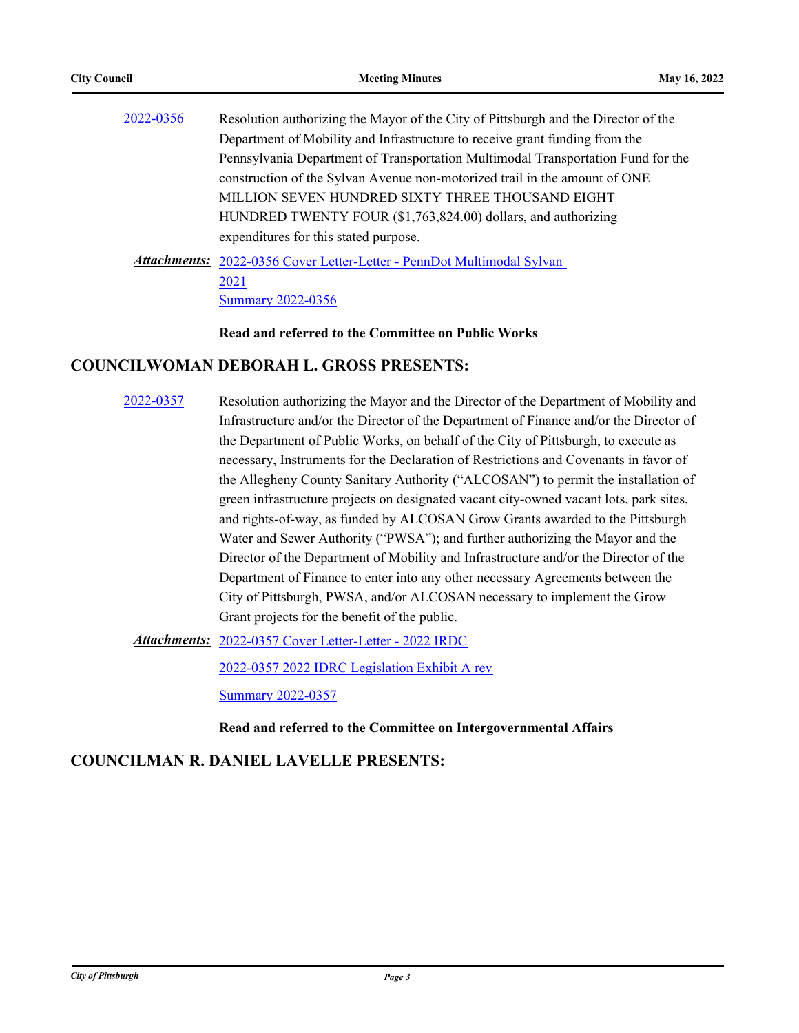2022-0356 Resolution authorizing the Mayor of the City of Pittsburgh and the Director of the Department of Mobility and Infrastructure to receive grant funding from the Pennsylvania Department of Transportation Multimodal Transportation Fund for the construction of the Sylvan Avenue non-motorized trail in the amount of ONE MILLION SEVEN HUNDRED SIXTY THREE THOUSAND EIGHT HUNDRED TWENTY FOUR ($1,763,824.00) dollars, and authorizing expenditures for this stated purpose.

***Attachments:*** 2022-0356 Cover Letter-Letter - PennDot Multimodal Sylvan 2021
Summary 2022-0356

**Read and referred to the Committee on Public Works**

## COUNCILWOMAN DEBORAH L. GROSS PRESENTS:

2022-0357 Resolution authorizing the Mayor and the Director of the Department of Mobility and Infrastructure and/or the Director of the Department of Finance and/or the Director of the Department of Public Works, on behalf of the City of Pittsburgh, to execute as necessary, Instruments for the Declaration of Restrictions and Covenants in favor of the Allegheny County Sanitary Authority ("ALCOSAN") to permit the installation of green infrastructure projects on designated vacant city-owned vacant lots, park sites, and rights-of-way, as funded by ALCOSAN Grow Grants awarded to the Pittsburgh Water and Sewer Authority ("PWSA"); and further authorizing the Mayor and the Director of the Department of Mobility and Infrastructure and/or the Director of the Department of Finance to enter into any other necessary Agreements between the City of Pittsburgh, PWSA, and/or ALCOSAN necessary to implement the Grow Grant projects for the benefit of the public.

***Attachments:*** 2022-0357 Cover Letter-Letter - 2022 IRDC
2022-0357 2022 IDRC Legislation Exhibit A rev
Summary 2022-0357

**Read and referred to the Committee on Intergovernmental Affairs**

## COUNCILMAN R. DANIEL LAVELLE PRESENTS: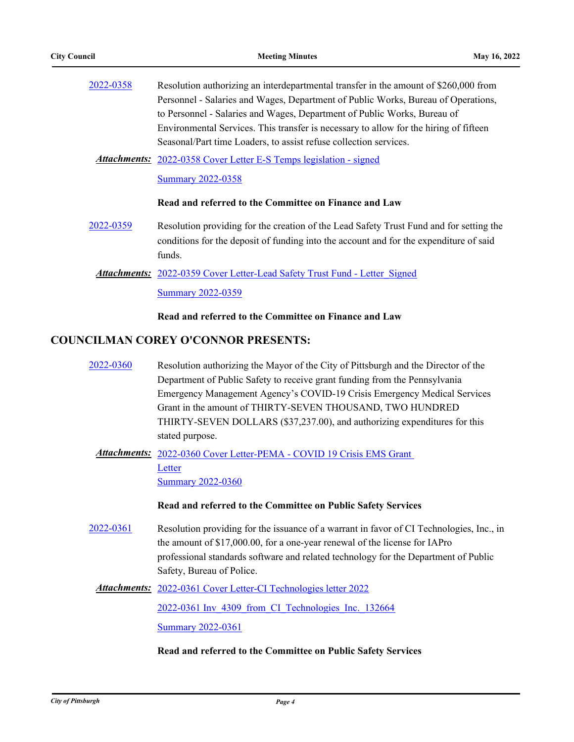2022-0358 Resolution authorizing an interdepartmental transfer in the amount of $260,000 from Personnel - Salaries and Wages, Department of Public Works, Bureau of Operations, to Personnel - Salaries and Wages, Department of Public Works, Bureau of Environmental Services. This transfer is necessary to allow for the hiring of fifteen Seasonal/Part time Loaders, to assist refuse collection services.

***Attachments:*** 2022-0358 Cover Letter E-S Temps legislation - signed

Summary 2022-0358

**Read and referred to the Committee on Finance and Law**

2022-0359 Resolution providing for the creation of the Lead Safety Trust Fund and for setting the conditions for the deposit of funding into the account and for the expenditure of said funds.

***Attachments:*** 2022-0359 Cover Letter-Lead Safety Trust Fund - Letter_Signed

Summary 2022-0359

**Read and referred to the Committee on Finance and Law**

## COUNCILMAN COREY O'CONNOR PRESENTS:

2022-0360 Resolution authorizing the Mayor of the City of Pittsburgh and the Director of the Department of Public Safety to receive grant funding from the Pennsylvania Emergency Management Agency's COVID-19 Crisis Emergency Medical Services Grant in the amount of THIRTY-SEVEN THOUSAND, TWO HUNDRED THIRTY-SEVEN DOLLARS ($37,237.00), and authorizing expenditures for this stated purpose.

***Attachments:*** 2022-0360 Cover Letter-PEMA - COVID 19 Crisis EMS Grant Letter

Summary 2022-0360

**Read and referred to the Committee on Public Safety Services**

2022-0361 Resolution providing for the issuance of a warrant in favor of CI Technologies, Inc., in the amount of $17,000.00, for a one-year renewal of the license for IAPro professional standards software and related technology for the Department of Public Safety, Bureau of Police.

***Attachments:*** 2022-0361 Cover Letter-CI Technologies letter 2022

2022-0361 Inv_4309_from_CI_Technologies_Inc._132664

Summary 2022-0361

**Read and referred to the Committee on Public Safety Services**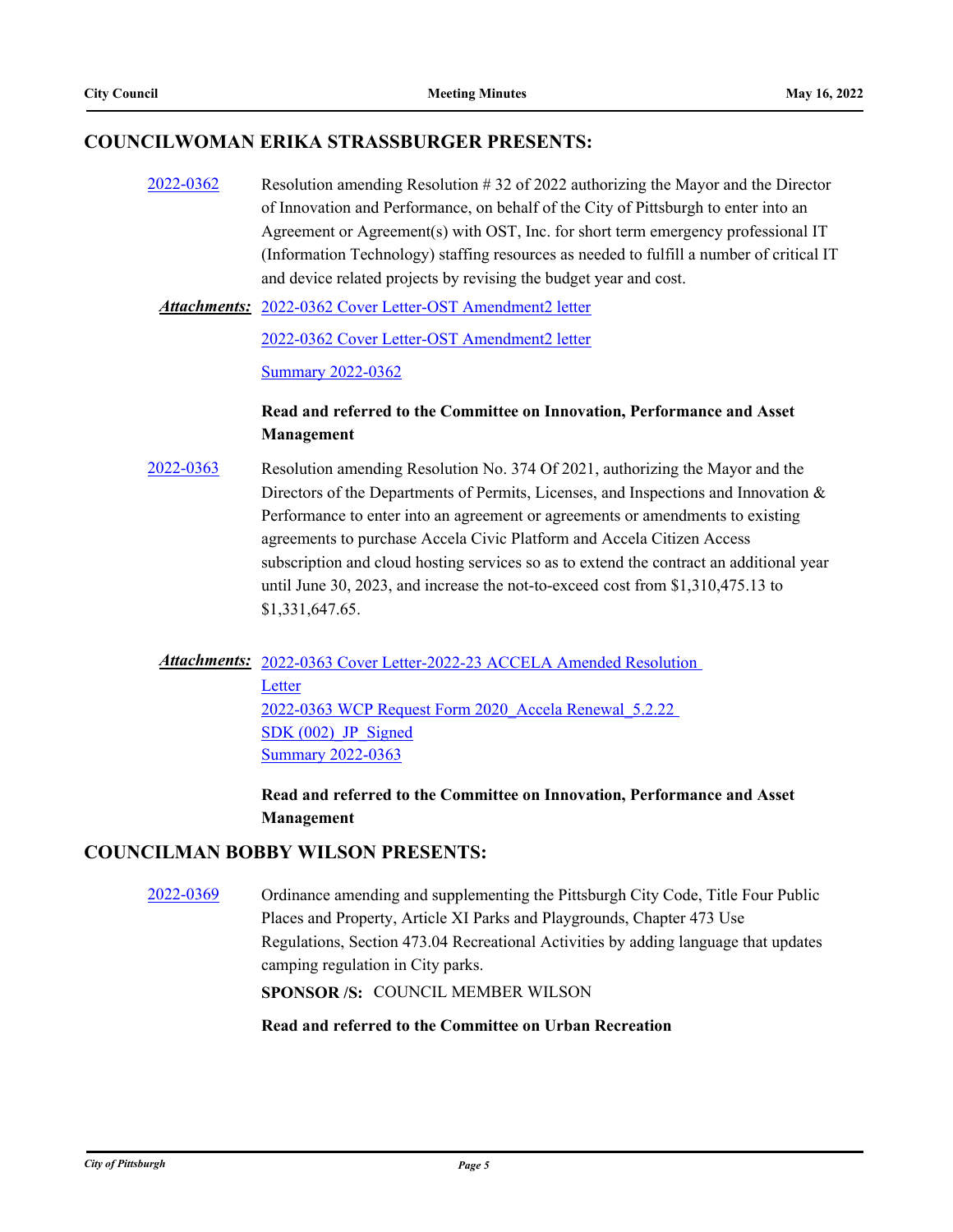## COUNCILWOMAN ERIKA STRASSBURGER PRESENTS:

2022-0362 Resolution amending Resolution # 32 of 2022 authorizing the Mayor and the Director of Innovation and Performance, on behalf of the City of Pittsburgh to enter into an Agreement or Agreement(s) with OST, Inc. for short term emergency professional IT (Information Technology) staffing resources as needed to fulfill a number of critical IT and device related projects by revising the budget year and cost.

***Attachments:*** 2022-0362 Cover Letter-OST Amendment2 letter

2022-0362 Cover Letter-OST Amendment2 letter

Summary 2022-0362

**Read and referred to the Committee on Innovation, Performance and Asset Management**

2022-0363 Resolution amending Resolution No. 374 Of 2021, authorizing the Mayor and the Directors of the Departments of Permits, Licenses, and Inspections and Innovation & Performance to enter into an agreement or agreements or amendments to existing agreements to purchase Accela Civic Platform and Accela Citizen Access subscription and cloud hosting services so as to extend the contract an additional year until June 30, 2023, and increase the not-to-exceed cost from $1,310,475.13 to $1,331,647.65.

***Attachments:*** 2022-0363 Cover Letter-2022-23 ACCELA Amended Resolution Letter

2022-0363 WCP Request Form 2020_Accela Renewal_5.2.22 SDK (002)_JP_Signed

Summary 2022-0363

**Read and referred to the Committee on Innovation, Performance and Asset Management**

## COUNCILMAN BOBBY WILSON PRESENTS:

2022-0369 Ordinance amending and supplementing the Pittsburgh City Code, Title Four Public Places and Property, Article XI Parks and Playgrounds, Chapter 473 Use Regulations, Section 473.04 Recreational Activities by adding language that updates camping regulation in City parks.

**SPONSOR /S:** COUNCIL MEMBER WILSON

**Read and referred to the Committee on Urban Recreation**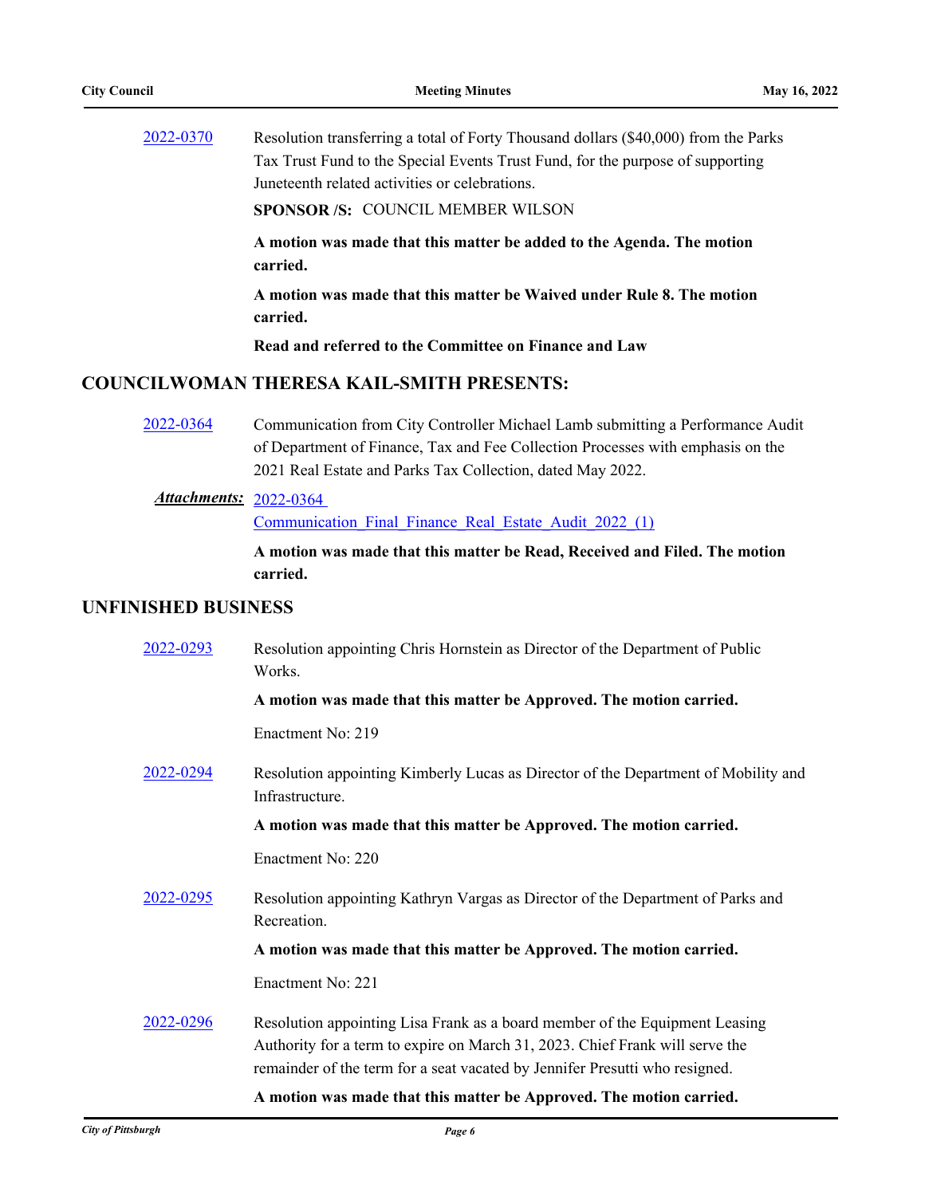2022-0370 Resolution transferring a total of Forty Thousand dollars ($40,000) from the Parks Tax Trust Fund to the Special Events Trust Fund, for the purpose of supporting Juneteenth related activities or celebrations.

**SPONSOR /S:** COUNCIL MEMBER WILSON

**A motion was made that this matter be added to the Agenda. The motion carried.**

**A motion was made that this matter be Waived under Rule 8. The motion carried.**

**Read and referred to the Committee on Finance and Law**

## COUNCILWOMAN THERESA KAIL-SMITH PRESENTS:

2022-0364 Communication from City Controller Michael Lamb submitting a Performance Audit of Department of Finance, Tax and Fee Collection Processes with emphasis on the 2021 Real Estate and Parks Tax Collection, dated May 2022.

***Attachments:*** 2022-0364 Communication_Final_Finance_Real_Estate_Audit_2022_(1)

**A motion was made that this matter be Read, Received and Filed. The motion carried.**

## UNFINISHED BUSINESS

2022-0293 Resolution appointing Chris Hornstein as Director of the Department of Public Works.

**A motion was made that this matter be Approved. The motion carried.**

Enactment No: 219

2022-0294 Resolution appointing Kimberly Lucas as Director of the Department of Mobility and Infrastructure.

**A motion was made that this matter be Approved. The motion carried.**

Enactment No: 220

2022-0295 Resolution appointing Kathryn Vargas as Director of the Department of Parks and Recreation.

**A motion was made that this matter be Approved. The motion carried.**

Enactment No: 221

2022-0296 Resolution appointing Lisa Frank as a board member of the Equipment Leasing Authority for a term to expire on March 31, 2023. Chief Frank will serve the remainder of the term for a seat vacated by Jennifer Presutti who resigned.

**A motion was made that this matter be Approved. The motion carried.**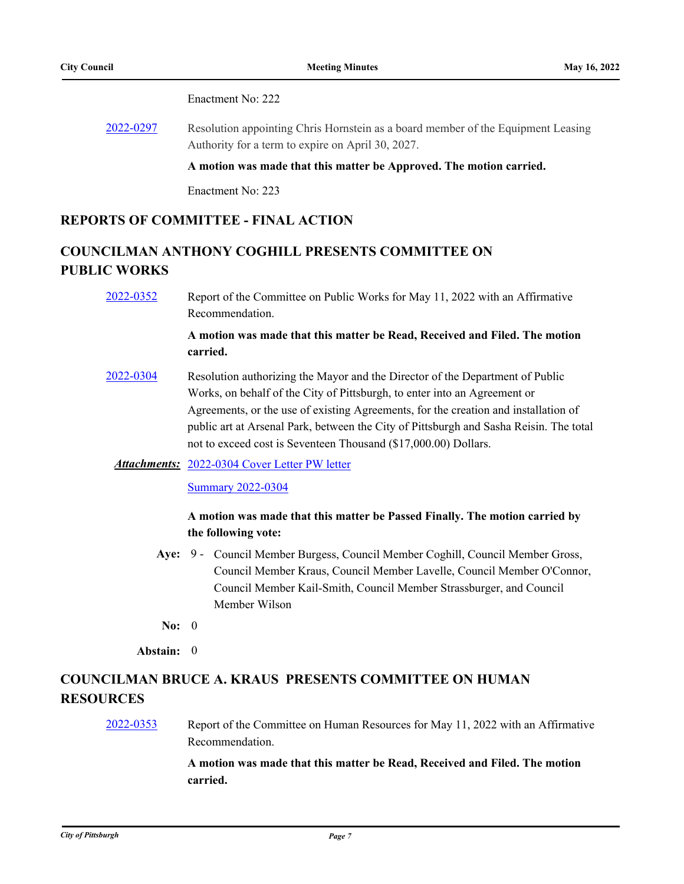Enactment No: 222

2022-0297 Resolution appointing Chris Hornstein as a board member of the Equipment Leasing Authority for a term to expire on April 30, 2027.

**A motion was made that this matter be Approved. The motion carried.**

Enactment No: 223

## REPORTS OF COMMITTEE - FINAL ACTION

## COUNCILMAN ANTHONY COGHILL PRESENTS COMMITTEE ON PUBLIC WORKS

2022-0352 Report of the Committee on Public Works for May 11, 2022 with an Affirmative Recommendation.

**A motion was made that this matter be Read, Received and Filed. The motion carried.**

2022-0304 Resolution authorizing the Mayor and the Director of the Department of Public Works, on behalf of the City of Pittsburgh, to enter into an Agreement or Agreements, or the use of existing Agreements, for the creation and installation of public art at Arsenal Park, between the City of Pittsburgh and Sasha Reisin. The total not to exceed cost is Seventeen Thousand ($17,000.00) Dollars.

***Attachments:*** 2022-0304 Cover Letter PW letter

Summary 2022-0304

**A motion was made that this matter be Passed Finally. The motion carried by the following vote:**

**Aye:** 9 - Council Member Burgess, Council Member Coghill, Council Member Gross, Council Member Kraus, Council Member Lavelle, Council Member O'Connor, Council Member Kail-Smith, Council Member Strassburger, and Council Member Wilson

**No:** 0

**Abstain:** 0

## COUNCILMAN BRUCE A. KRAUS PRESENTS COMMITTEE ON HUMAN RESOURCES

2022-0353 Report of the Committee on Human Resources for May 11, 2022 with an Affirmative Recommendation.

**A motion was made that this matter be Read, Received and Filed. The motion carried.**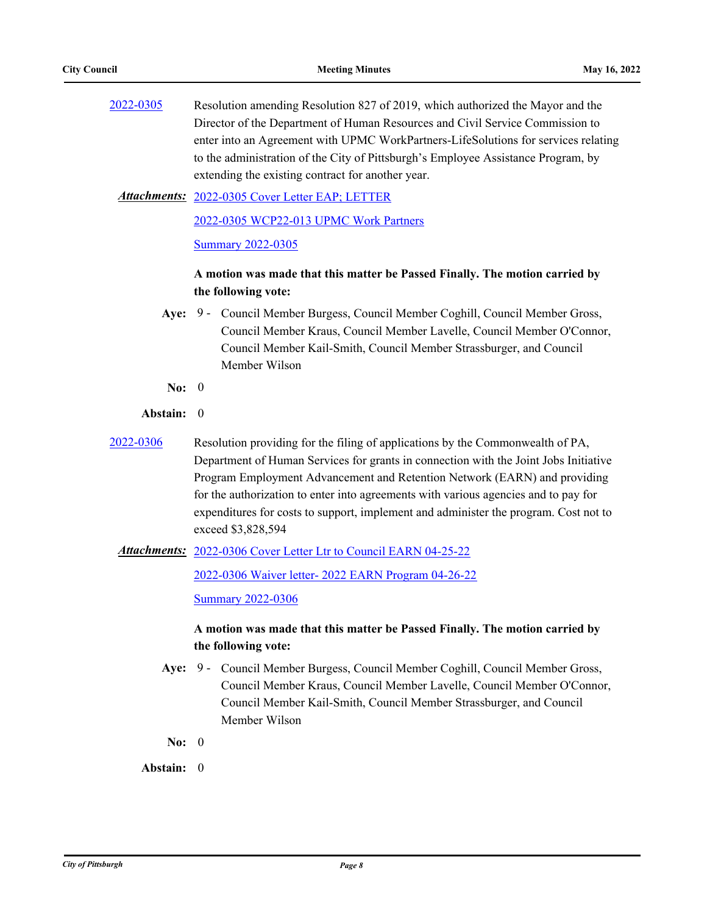[2022-0305](2022-0305) Resolution amending Resolution 827 of 2019, which authorized the Mayor and the Director of the Department of Human Resources and Civil Service Commission to enter into an Agreement with UPMC WorkPartners-LifeSolutions for services relating to the administration of the City of Pittsburgh's Employee Assistance Program, by extending the existing contract for another year.

***Attachments:*** 2022-0305 Cover Letter EAP; LETTER

2022-0305 WCP22-013 UPMC Work Partners

Summary 2022-0305

**A motion was made that this matter be Passed Finally. The motion carried by the following vote:**

**Aye:** 9 - Council Member Burgess, Council Member Coghill, Council Member Gross, Council Member Kraus, Council Member Lavelle, Council Member O'Connor, Council Member Kail-Smith, Council Member Strassburger, and Council Member Wilson

**No:** 0

**Abstain:** 0

2022-0306 Resolution providing for the filing of applications by the Commonwealth of PA, Department of Human Services for grants in connection with the Joint Jobs Initiative Program Employment Advancement and Retention Network (EARN) and providing for the authorization to enter into agreements with various agencies and to pay for expenditures for costs to support, implement and administer the program. Cost not to exceed $3,828,594

***Attachments:*** 2022-0306 Cover Letter Ltr to Council EARN 04-25-22

2022-0306 Waiver letter- 2022 EARN Program 04-26-22

Summary 2022-0306

**A motion was made that this matter be Passed Finally. The motion carried by the following vote:**

**Aye:** 9 - Council Member Burgess, Council Member Coghill, Council Member Gross, Council Member Kraus, Council Member Lavelle, Council Member O'Connor, Council Member Kail-Smith, Council Member Strassburger, and Council Member Wilson

**No:** 0

**Abstain:** 0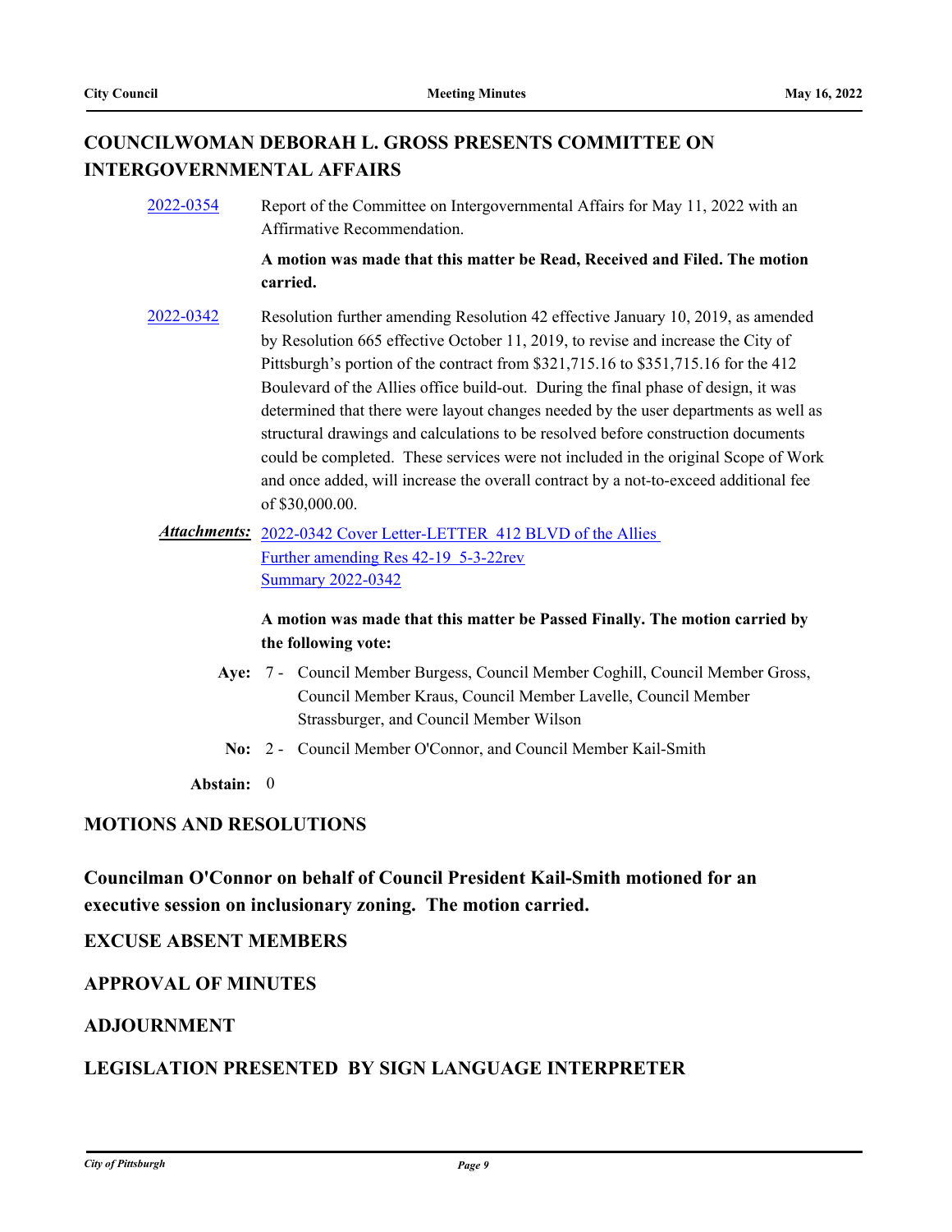## COUNCILWOMAN DEBORAH L. GROSS PRESENTS COMMITTEE ON INTERGOVERNMENTAL AFFAIRS

[2022-0354] Report of the Committee on Intergovernmental Affairs for May 11, 2022 with an Affirmative Recommendation.

**A motion was made that this matter be Read, Received and Filed. The motion carried.**

[2022-0342] Resolution further amending Resolution 42 effective January 10, 2019, as amended by Resolution 665 effective October 11, 2019, to revise and increase the City of Pittsburgh's portion of the contract from $321,715.16 to $351,715.16 for the 412 Boulevard of the Allies office build-out. During the final phase of design, it was determined that there were layout changes needed by the user departments as well as structural drawings and calculations to be resolved before construction documents could be completed. These services were not included in the original Scope of Work and once added, will increase the overall contract by a not-to-exceed additional fee of $30,000.00.

***Attachments:*** 2022-0342 Cover Letter-LETTER 412 BLVD of the Allies
Further amending Res 42-19 5-3-22rev
Summary 2022-0342

**A motion was made that this matter be Passed Finally. The motion carried by the following vote:**

**Aye:** 7 - Council Member Burgess, Council Member Coghill, Council Member Gross, Council Member Kraus, Council Member Lavelle, Council Member Strassburger, and Council Member Wilson

**No:** 2 - Council Member O'Connor, and Council Member Kail-Smith

**Abstain:** 0

## MOTIONS AND RESOLUTIONS

**Councilman O'Connor on behalf of Council President Kail-Smith motioned for an executive session on inclusionary zoning. The motion carried.**

## EXCUSE ABSENT MEMBERS

## APPROVAL OF MINUTES

## ADJOURNMENT

## LEGISLATION PRESENTED BY SIGN LANGUAGE INTERPRETER